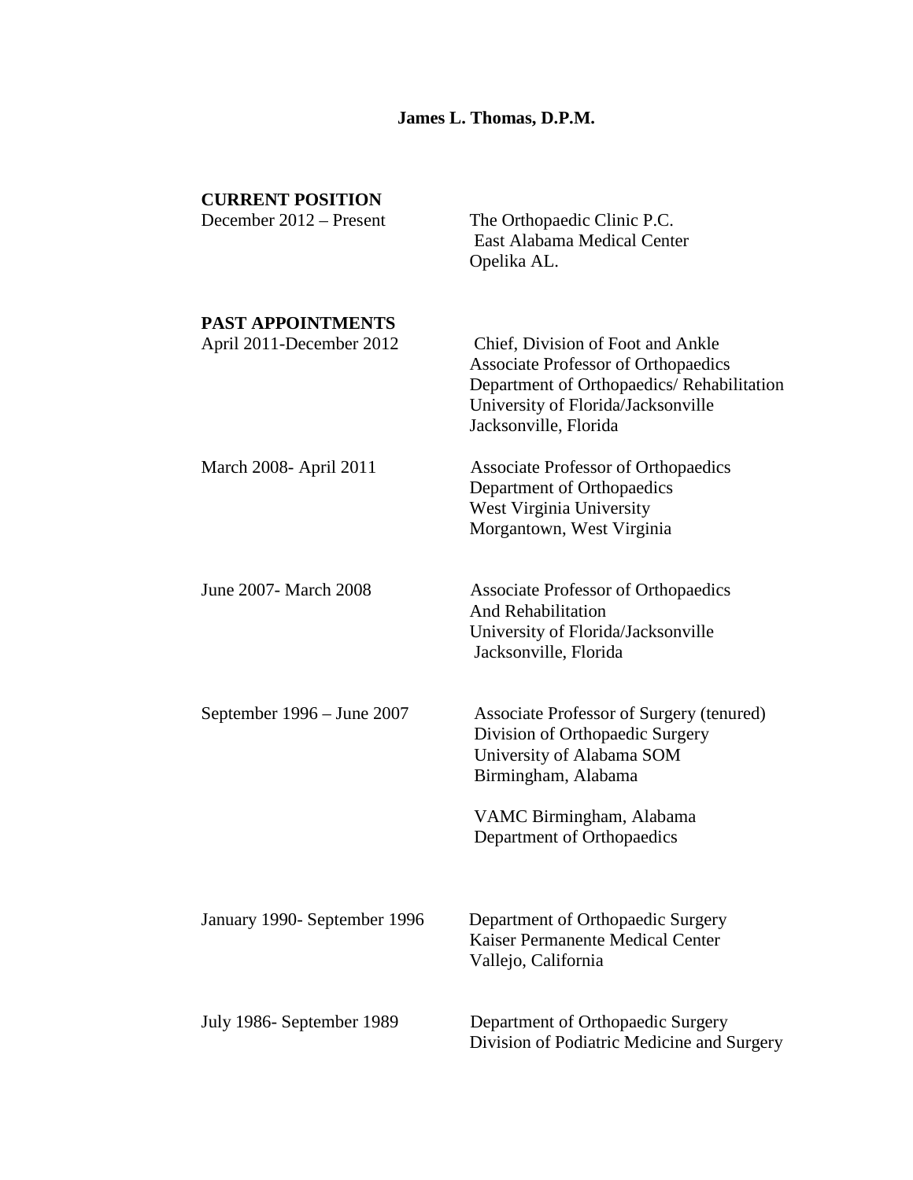**James L. Thomas, D.P.M.**

**CURRENT POSITION**

| | |
|---|---|
| December 2012 – Present | The Orthopaedic Clinic P.C.<br>East Alabama Medical Center<br>Opelika AL. |

**PAST APPOINTMENTS**

| | |
|---|---|
| April 2011-December 2012 | Chief, Division of Foot and Ankle<br>Associate Professor of Orthopaedics<br>Department of Orthopaedics/ Rehabilitation<br>University of Florida/Jacksonville<br>Jacksonville, Florida |
| March 2008- April 2011 | Associate Professor of Orthopaedics<br>Department of Orthopaedics<br>West Virginia University<br>Morgantown, West Virginia |
| June 2007- March 2008 | Associate Professor of Orthopaedics<br>And Rehabilitation<br>University of Florida/Jacksonville<br>Jacksonville, Florida |
| September 1996 – June 2007 | Associate Professor of Surgery (tenured)<br>Division of Orthopaedic Surgery<br>University of Alabama SOM<br>Birmingham, Alabama<br><br>VAMC Birmingham, Alabama<br>Department of Orthopaedics |
| January 1990- September 1996 | Department of Orthopaedic Surgery<br>Kaiser Permanente Medical Center<br>Vallejo, California |
| July 1986- September 1989 | Department of Orthopaedic Surgery<br>Division of Podiatric Medicine and Surgery |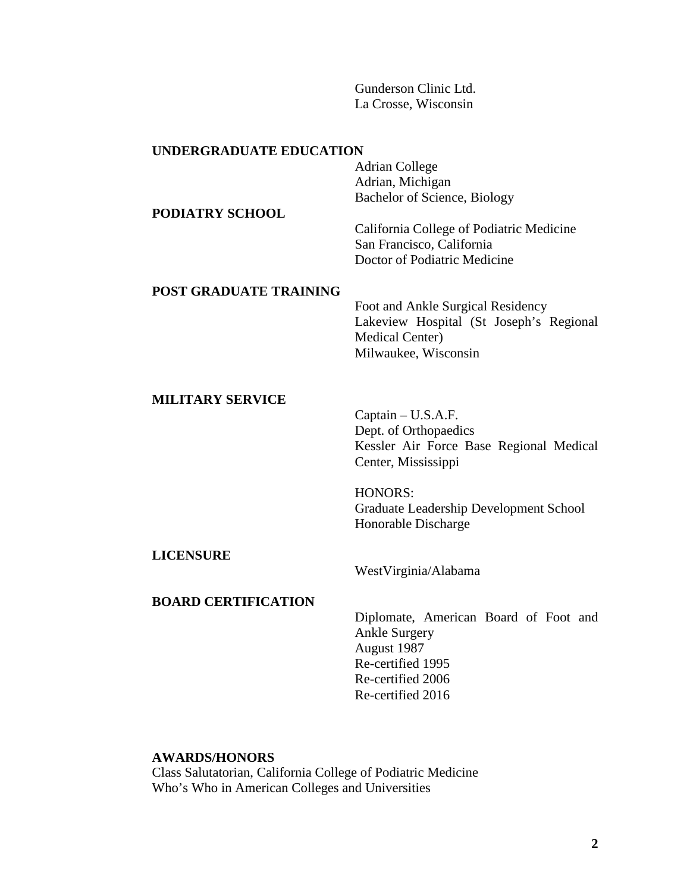Gunderson Clinic Ltd.
La Crosse, Wisconsin

**UNDERGRADUATE EDUCATION**

Adrian College
Adrian, Michigan
Bachelor of Science, Biology

**PODIATRY SCHOOL**

California College of Podiatric Medicine
San Francisco, California
Doctor of Podiatric Medicine

**POST GRADUATE TRAINING**

Foot and Ankle Surgical Residency
Lakeview Hospital (St Joseph's Regional Medical Center)
Milwaukee, Wisconsin

**MILITARY SERVICE**

Captain – U.S.A.F.
Dept. of Orthopaedics
Kessler Air Force Base Regional Medical Center, Mississippi

HONORS:
Graduate Leadership Development School
Honorable Discharge

**LICENSURE**

WestVirginia/Alabama

**BOARD CERTIFICATION**

Diplomate, American Board of Foot and Ankle Surgery
August 1987
Re-certified 1995
Re-certified 2006
Re-certified 2016

**AWARDS/HONORS**

Class Salutatorian, California College of Podiatric Medicine
Who's Who in American Colleges and Universities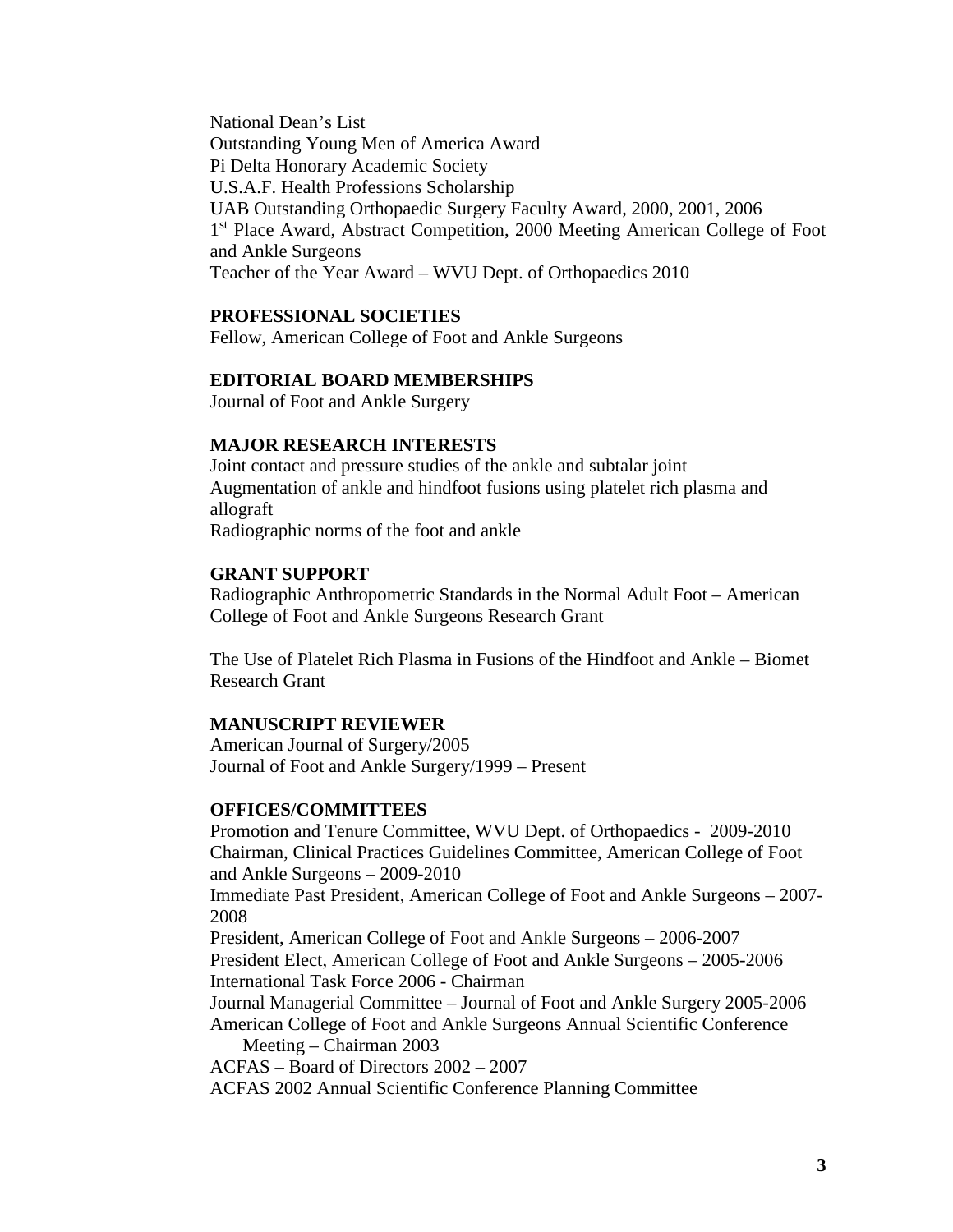National Dean's List
Outstanding Young Men of America Award
Pi Delta Honorary Academic Society
U.S.A.F. Health Professions Scholarship
UAB Outstanding Orthopaedic Surgery Faculty Award, 2000, 2001, 2006
1st Place Award, Abstract Competition, 2000 Meeting American College of Foot and Ankle Surgeons
Teacher of the Year Award – WVU Dept. of Orthopaedics 2010

**PROFESSIONAL SOCIETIES**

Fellow, American College of Foot and Ankle Surgeons

**EDITORIAL BOARD MEMBERSHIPS**

Journal of Foot and Ankle Surgery

**MAJOR RESEARCH INTERESTS**

Joint contact and pressure studies of the ankle and subtalar joint
Augmentation of ankle and hindfoot fusions using platelet rich plasma and allograft
Radiographic norms of the foot and ankle

**GRANT SUPPORT**

Radiographic Anthropometric Standards in the Normal Adult Foot – American College of Foot and Ankle Surgeons Research Grant

The Use of Platelet Rich Plasma in Fusions of the Hindfoot and Ankle – Biomet Research Grant

**MANUSCRIPT REVIEWER**

American Journal of Surgery/2005
Journal of Foot and Ankle Surgery/1999 – Present

**OFFICES/COMMITTEES**

Promotion and Tenure Committee, WVU Dept. of Orthopaedics - 2009-2010
Chairman, Clinical Practices Guidelines Committee, American College of Foot and Ankle Surgeons – 2009-2010
Immediate Past President, American College of Foot and Ankle Surgeons – 2007-2008
President, American College of Foot and Ankle Surgeons – 2006-2007
President Elect, American College of Foot and Ankle Surgeons – 2005-2006
International Task Force 2006 - Chairman
Journal Managerial Committee – Journal of Foot and Ankle Surgery 2005-2006
American College of Foot and Ankle Surgeons Annual Scientific Conference Meeting – Chairman 2003
ACFAS – Board of Directors 2002 – 2007
ACFAS 2002 Annual Scientific Conference Planning Committee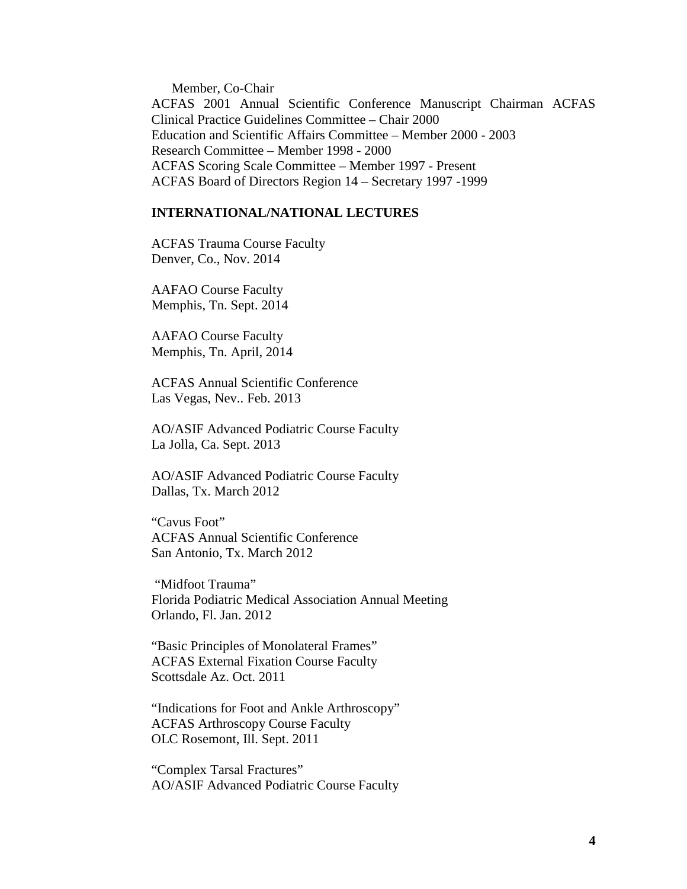Member, Co-Chair

ACFAS 2001 Annual Scientific Conference Manuscript Chairman ACFAS

Clinical Practice Guidelines Committee – Chair 2000

Education and Scientific Affairs Committee – Member 2000 - 2003

Research Committee – Member 1998 - 2000

ACFAS Scoring Scale Committee – Member 1997 - Present

ACFAS Board of Directors Region 14 – Secretary 1997 -1999

**INTERNATIONAL/NATIONAL LECTURES**

ACFAS Trauma Course Faculty
Denver, Co., Nov. 2014

AAFAO Course Faculty
Memphis, Tn. Sept. 2014

AAFAO Course Faculty
Memphis, Tn. April, 2014

ACFAS Annual Scientific Conference
Las Vegas, Nev.. Feb. 2013

AO/ASIF Advanced Podiatric Course Faculty
La Jolla, Ca. Sept. 2013

AO/ASIF Advanced Podiatric Course Faculty
Dallas, Tx. March 2012

"Cavus Foot"
ACFAS Annual Scientific Conference
San Antonio, Tx. March 2012

"Midfoot Trauma"
Florida Podiatric Medical Association Annual Meeting
Orlando, Fl. Jan. 2012

"Basic Principles of Monolateral Frames"
ACFAS External Fixation Course Faculty
Scottsdale Az. Oct. 2011

"Indications for Foot and Ankle Arthroscopy"
ACFAS Arthroscopy Course Faculty
OLC Rosemont, Ill. Sept. 2011

"Complex Tarsal Fractures"
AO/ASIF Advanced Podiatric Course Faculty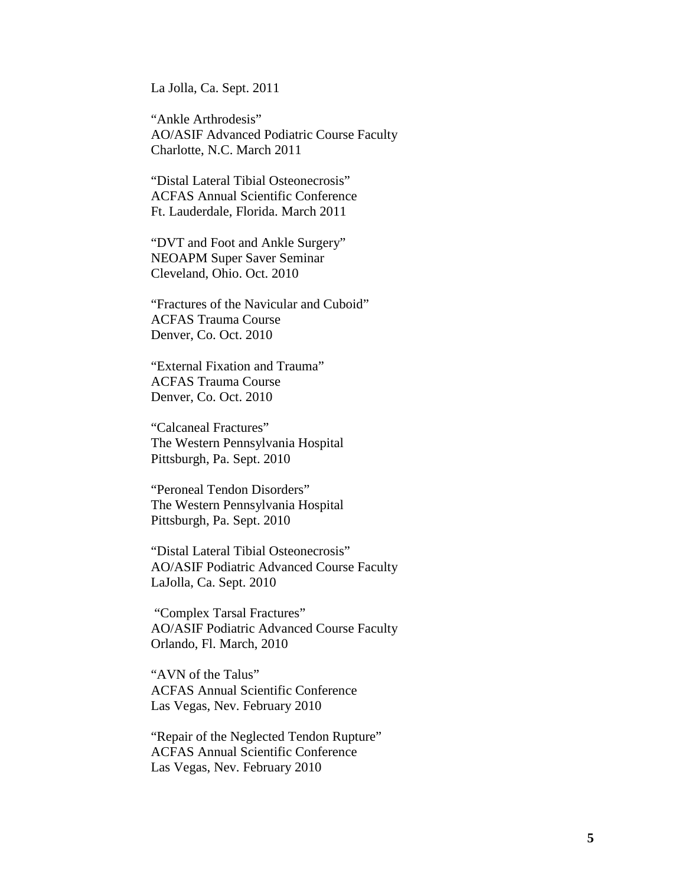La Jolla, Ca. Sept. 2011

"Ankle Arthrodesis"
AO/ASIF Advanced Podiatric Course Faculty
Charlotte, N.C. March 2011

"Distal Lateral Tibial Osteonecrosis"
ACFAS Annual Scientific Conference
Ft. Lauderdale, Florida. March 2011

"DVT and Foot and Ankle Surgery"
NEOAPM Super Saver Seminar
Cleveland, Ohio. Oct. 2010

"Fractures of the Navicular and Cuboid"
ACFAS Trauma Course
Denver, Co. Oct. 2010

"External Fixation and Trauma"
ACFAS Trauma Course
Denver, Co. Oct. 2010

"Calcaneal Fractures"
The Western Pennsylvania Hospital
Pittsburgh, Pa. Sept. 2010

"Peroneal Tendon Disorders"
The Western Pennsylvania Hospital
Pittsburgh, Pa. Sept. 2010

"Distal Lateral Tibial Osteonecrosis"
AO/ASIF Podiatric Advanced Course Faculty
LaJolla, Ca. Sept. 2010

"Complex Tarsal Fractures"
AO/ASIF Podiatric Advanced Course Faculty
Orlando, Fl. March, 2010

"AVN of the Talus"
ACFAS Annual Scientific Conference
Las Vegas, Nev. February 2010

"Repair of the Neglected Tendon Rupture"
ACFAS Annual Scientific Conference
Las Vegas, Nev. February 2010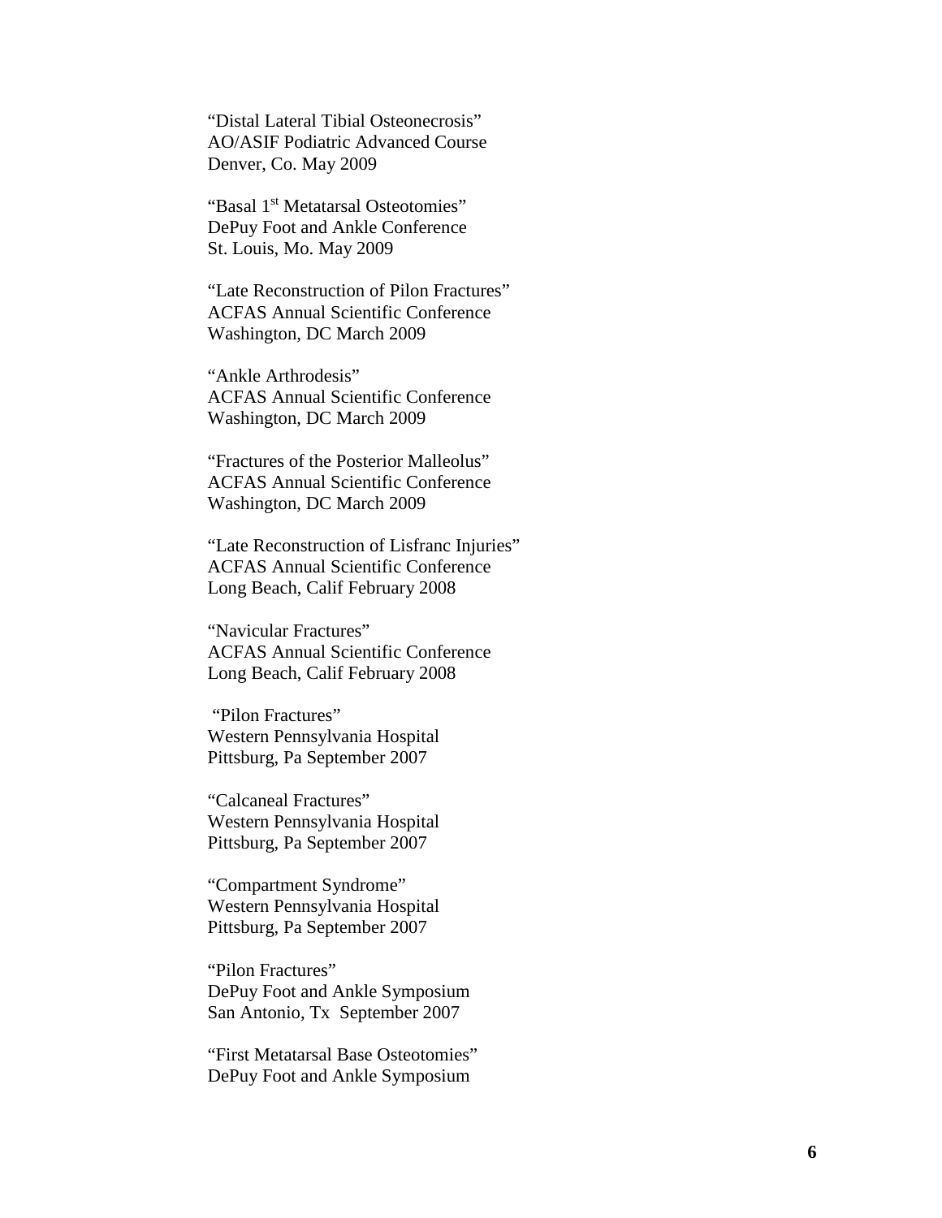"Distal Lateral Tibial Osteonecrosis"
AO/ASIF Podiatric Advanced Course
Denver, Co. May 2009

"Basal 1st Metatarsal Osteotomies"
DePuy Foot and Ankle Conference
St. Louis, Mo. May 2009

"Late Reconstruction of Pilon Fractures"
ACFAS Annual Scientific Conference
Washington, DC March 2009

"Ankle Arthrodesis"
ACFAS Annual Scientific Conference
Washington, DC March 2009

"Fractures of the Posterior Malleolus"
ACFAS Annual Scientific Conference
Washington, DC March 2009

"Late Reconstruction of Lisfranc Injuries"
ACFAS Annual Scientific Conference
Long Beach, Calif February 2008

"Navicular Fractures"
ACFAS Annual Scientific Conference
Long Beach, Calif February 2008

"Pilon Fractures"
Western Pennsylvania Hospital
Pittsburg, Pa September 2007

"Calcaneal Fractures"
Western Pennsylvania Hospital
Pittsburg, Pa September 2007

"Compartment Syndrome"
Western Pennsylvania Hospital
Pittsburg, Pa September 2007

"Pilon Fractures"
DePuy Foot and Ankle Symposium
San Antonio, Tx September 2007

"First Metatarsal Base Osteotomies"
DePuy Foot and Ankle Symposium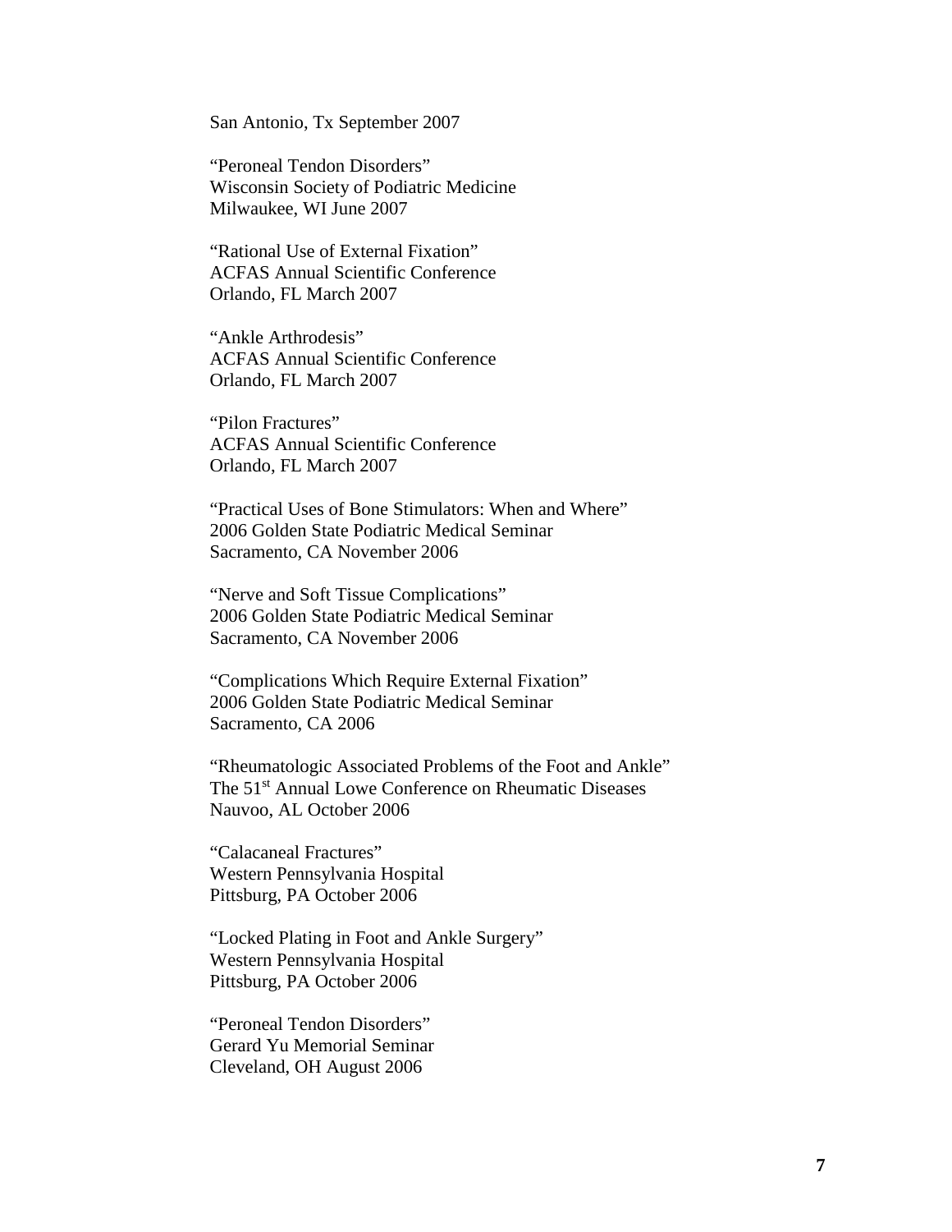San Antonio, Tx September 2007

"Peroneal Tendon Disorders"
Wisconsin Society of Podiatric Medicine
Milwaukee, WI June 2007

"Rational Use of External Fixation"
ACFAS Annual Scientific Conference
Orlando, FL March 2007

"Ankle Arthrodesis"
ACFAS Annual Scientific Conference
Orlando, FL March 2007

"Pilon Fractures"
ACFAS Annual Scientific Conference
Orlando, FL March 2007

"Practical Uses of Bone Stimulators: When and Where"
2006 Golden State Podiatric Medical Seminar
Sacramento, CA November 2006

"Nerve and Soft Tissue Complications"
2006 Golden State Podiatric Medical Seminar
Sacramento, CA November 2006

"Complications Which Require External Fixation"
2006 Golden State Podiatric Medical Seminar
Sacramento, CA 2006

"Rheumatologic Associated Problems of the Foot and Ankle"
The 51st Annual Lowe Conference on Rheumatic Diseases
Nauvoo, AL October 2006

"Calacaneal Fractures"
Western Pennsylvania Hospital
Pittsburg, PA October 2006

"Locked Plating in Foot and Ankle Surgery"
Western Pennsylvania Hospital
Pittsburg, PA October 2006

"Peroneal Tendon Disorders"
Gerard Yu Memorial Seminar
Cleveland, OH August 2006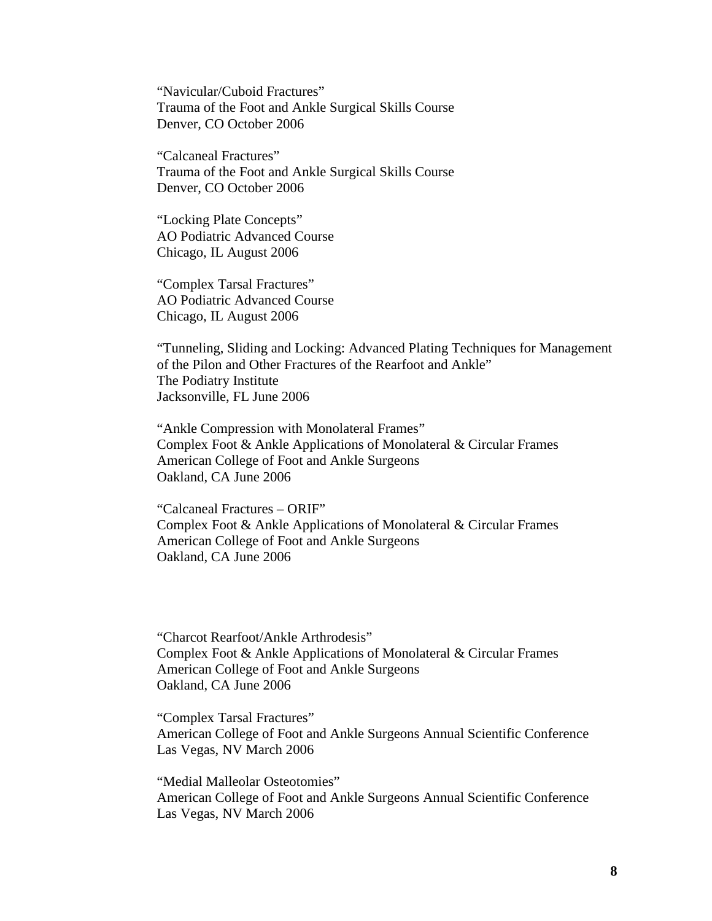"Navicular/Cuboid Fractures"
Trauma of the Foot and Ankle Surgical Skills Course
Denver, CO October 2006

"Calcaneal Fractures"
Trauma of the Foot and Ankle Surgical Skills Course
Denver, CO October 2006

"Locking Plate Concepts"
AO Podiatric Advanced Course
Chicago, IL August 2006

"Complex Tarsal Fractures"
AO Podiatric Advanced Course
Chicago, IL August 2006

"Tunneling, Sliding and Locking: Advanced Plating Techniques for Management of the Pilon and Other Fractures of the Rearfoot and Ankle"
The Podiatry Institute
Jacksonville, FL June 2006

"Ankle Compression with Monolateral Frames"
Complex Foot & Ankle Applications of Monolateral & Circular Frames
American College of Foot and Ankle Surgeons
Oakland, CA June 2006

"Calcaneal Fractures – ORIF"
Complex Foot & Ankle Applications of Monolateral & Circular Frames
American College of Foot and Ankle Surgeons
Oakland, CA June 2006

"Charcot Rearfoot/Ankle Arthrodesis"
Complex Foot & Ankle Applications of Monolateral & Circular Frames
American College of Foot and Ankle Surgeons
Oakland, CA June 2006

"Complex Tarsal Fractures"
American College of Foot and Ankle Surgeons Annual Scientific Conference
Las Vegas, NV March 2006

"Medial Malleolar Osteotomies"
American College of Foot and Ankle Surgeons Annual Scientific Conference
Las Vegas, NV March 2006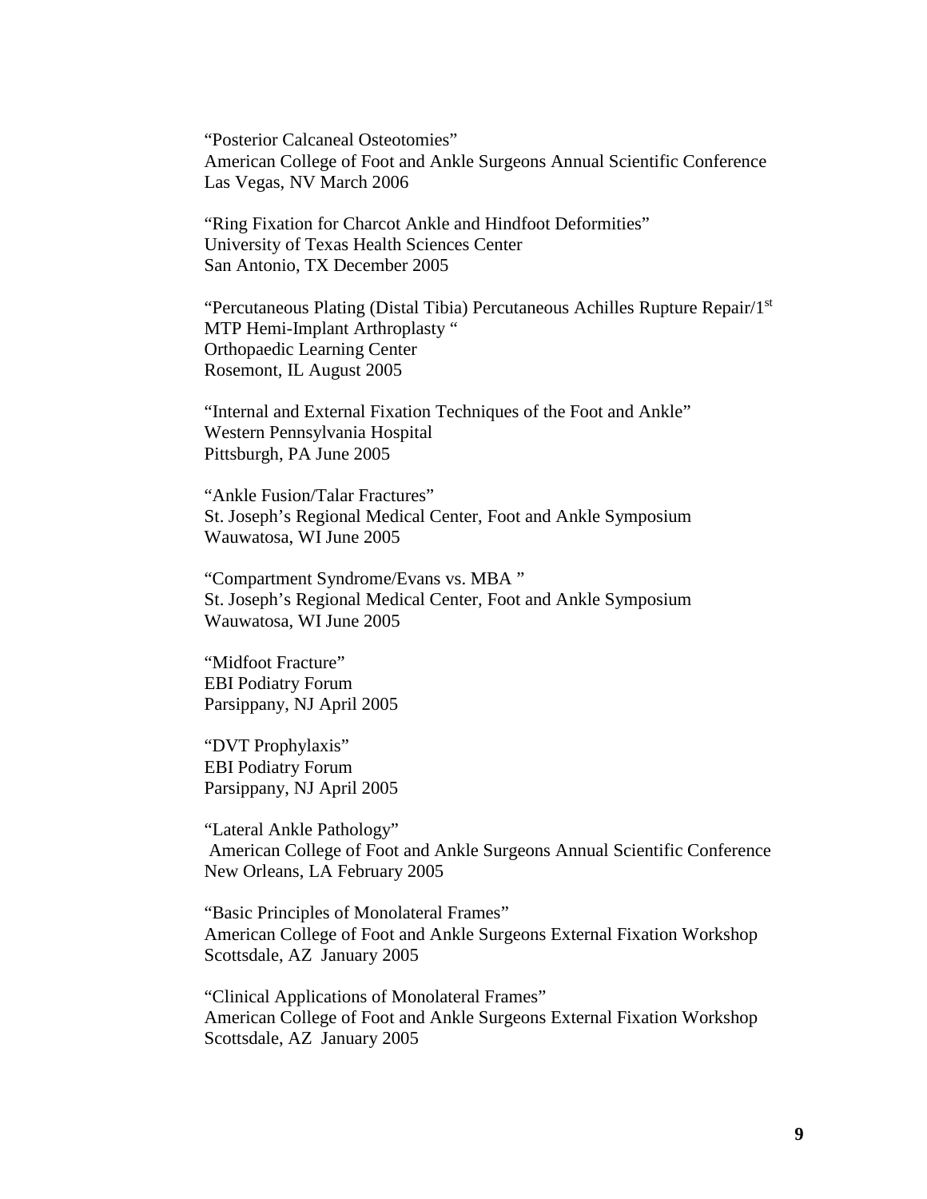"Posterior Calcaneal Osteotomies"
American College of Foot and Ankle Surgeons Annual Scientific Conference
Las Vegas, NV March 2006

"Ring Fixation for Charcot Ankle and Hindfoot Deformities"
University of Texas Health Sciences Center
San Antonio, TX December 2005

"Percutaneous Plating (Distal Tibia) Percutaneous Achilles Rupture Repair/1st MTP Hemi-Implant Arthroplasty "
Orthopaedic Learning Center
Rosemont, IL August 2005

"Internal and External Fixation Techniques of the Foot and Ankle"
Western Pennsylvania Hospital
Pittsburgh, PA June 2005

"Ankle Fusion/Talar Fractures"
St. Joseph's Regional Medical Center, Foot and Ankle Symposium
Wauwatosa, WI June 2005

"Compartment Syndrome/Evans vs. MBA "
St. Joseph's Regional Medical Center, Foot and Ankle Symposium
Wauwatosa, WI June 2005

"Midfoot Fracture"
EBI Podiatry Forum
Parsippany, NJ April 2005

"DVT Prophylaxis"
EBI Podiatry Forum
Parsippany, NJ April 2005

"Lateral Ankle Pathology"
American College of Foot and Ankle Surgeons Annual Scientific Conference
New Orleans, LA February 2005

"Basic Principles of Monolateral Frames"
American College of Foot and Ankle Surgeons External Fixation Workshop
Scottsdale, AZ January 2005

"Clinical Applications of Monolateral Frames"
American College of Foot and Ankle Surgeons External Fixation Workshop
Scottsdale, AZ January 2005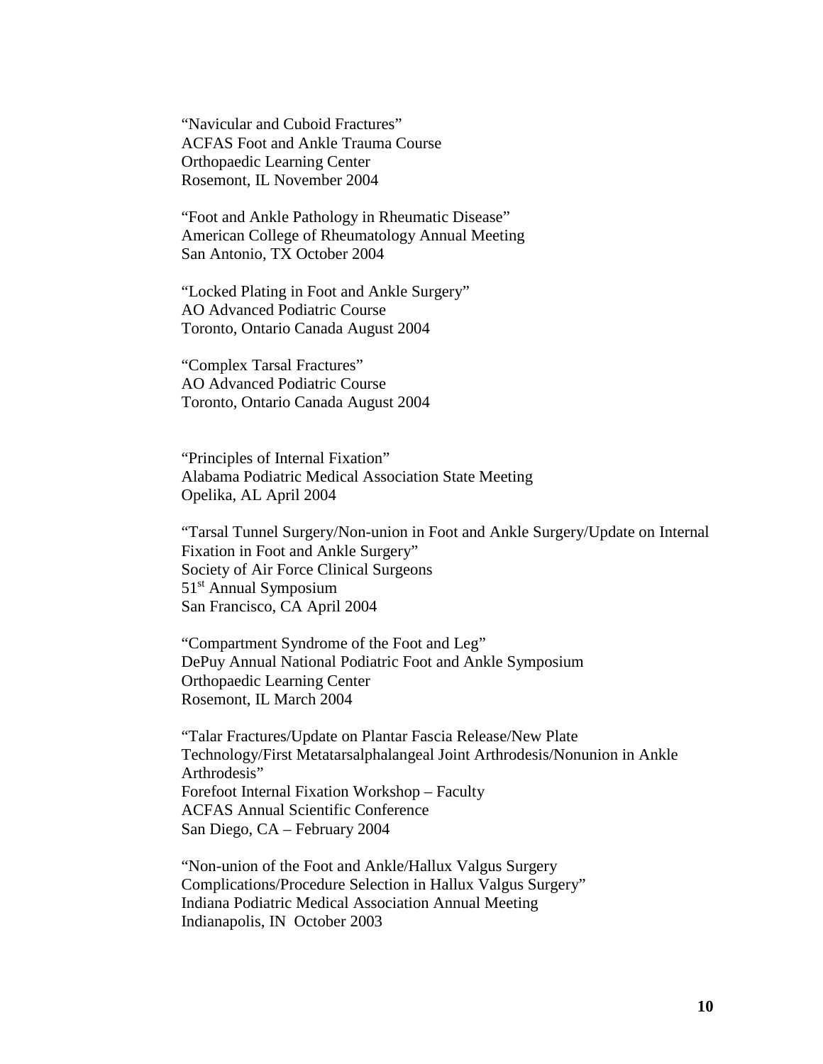"Navicular and Cuboid Fractures"
ACFAS Foot and Ankle Trauma Course
Orthopaedic Learning Center
Rosemont, IL November 2004

"Foot and Ankle Pathology in Rheumatic Disease"
American College of Rheumatology Annual Meeting
San Antonio, TX October 2004

"Locked Plating in Foot and Ankle Surgery"
AO Advanced Podiatric Course
Toronto, Ontario Canada August 2004

"Complex Tarsal Fractures"
AO Advanced Podiatric Course
Toronto, Ontario Canada August 2004

"Principles of Internal Fixation"
Alabama Podiatric Medical Association State Meeting
Opelika, AL April 2004

"Tarsal Tunnel Surgery/Non-union in Foot and Ankle Surgery/Update on Internal Fixation in Foot and Ankle Surgery"
Society of Air Force Clinical Surgeons
51st Annual Symposium
San Francisco, CA April 2004

"Compartment Syndrome of the Foot and Leg"
DePuy Annual National Podiatric Foot and Ankle Symposium
Orthopaedic Learning Center
Rosemont, IL March 2004

"Talar Fractures/Update on Plantar Fascia Release/New Plate Technology/First Metatarsalphalangeal Joint Arthrodesis/Nonunion in Ankle Arthrodesis"
Forefoot Internal Fixation Workshop – Faculty
ACFAS Annual Scientific Conference
San Diego, CA – February 2004

"Non-union of the Foot and Ankle/Hallux Valgus Surgery Complications/Procedure Selection in Hallux Valgus Surgery"
Indiana Podiatric Medical Association Annual Meeting
Indianapolis, IN October 2003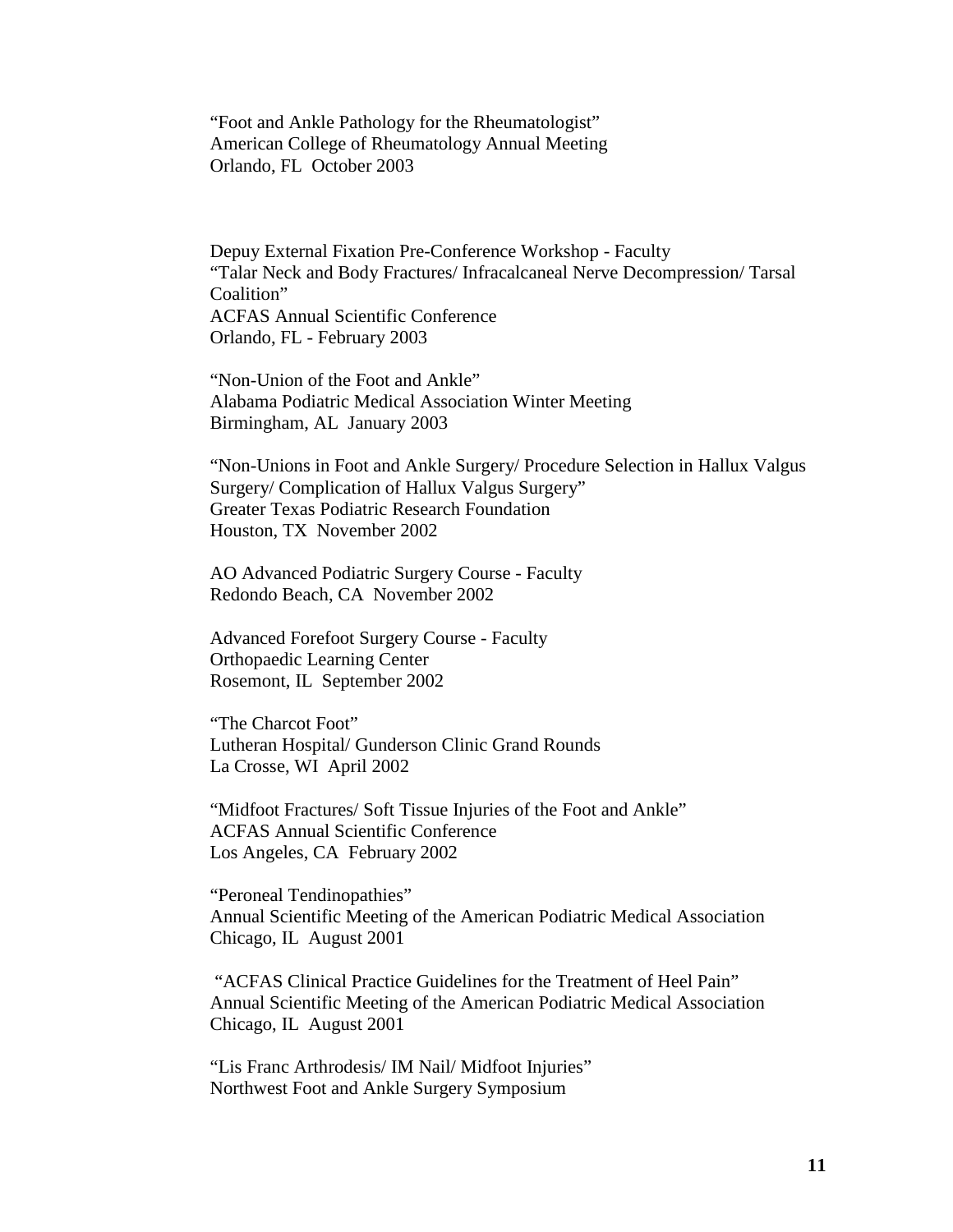"Foot and Ankle Pathology for the Rheumatologist"
American College of Rheumatology Annual Meeting
Orlando, FL October 2003

Depuy External Fixation Pre-Conference Workshop - Faculty
"Talar Neck and Body Fractures/ Infracalcaneal Nerve Decompression/ Tarsal Coalition"
ACFAS Annual Scientific Conference
Orlando, FL - February 2003

"Non-Union of the Foot and Ankle"
Alabama Podiatric Medical Association Winter Meeting
Birmingham, AL January 2003

"Non-Unions in Foot and Ankle Surgery/ Procedure Selection in Hallux Valgus Surgery/ Complication of Hallux Valgus Surgery"
Greater Texas Podiatric Research Foundation
Houston, TX November 2002

AO Advanced Podiatric Surgery Course - Faculty
Redondo Beach, CA November 2002

Advanced Forefoot Surgery Course - Faculty
Orthopaedic Learning Center
Rosemont, IL September 2002

"The Charcot Foot"
Lutheran Hospital/ Gunderson Clinic Grand Rounds
La Crosse, WI April 2002

"Midfoot Fractures/ Soft Tissue Injuries of the Foot and Ankle"
ACFAS Annual Scientific Conference
Los Angeles, CA February 2002

"Peroneal Tendinopathies"
Annual Scientific Meeting of the American Podiatric Medical Association
Chicago, IL August 2001

"ACFAS Clinical Practice Guidelines for the Treatment of Heel Pain"
Annual Scientific Meeting of the American Podiatric Medical Association
Chicago, IL August 2001

"Lis Franc Arthrodesis/ IM Nail/ Midfoot Injuries"
Northwest Foot and Ankle Surgery Symposium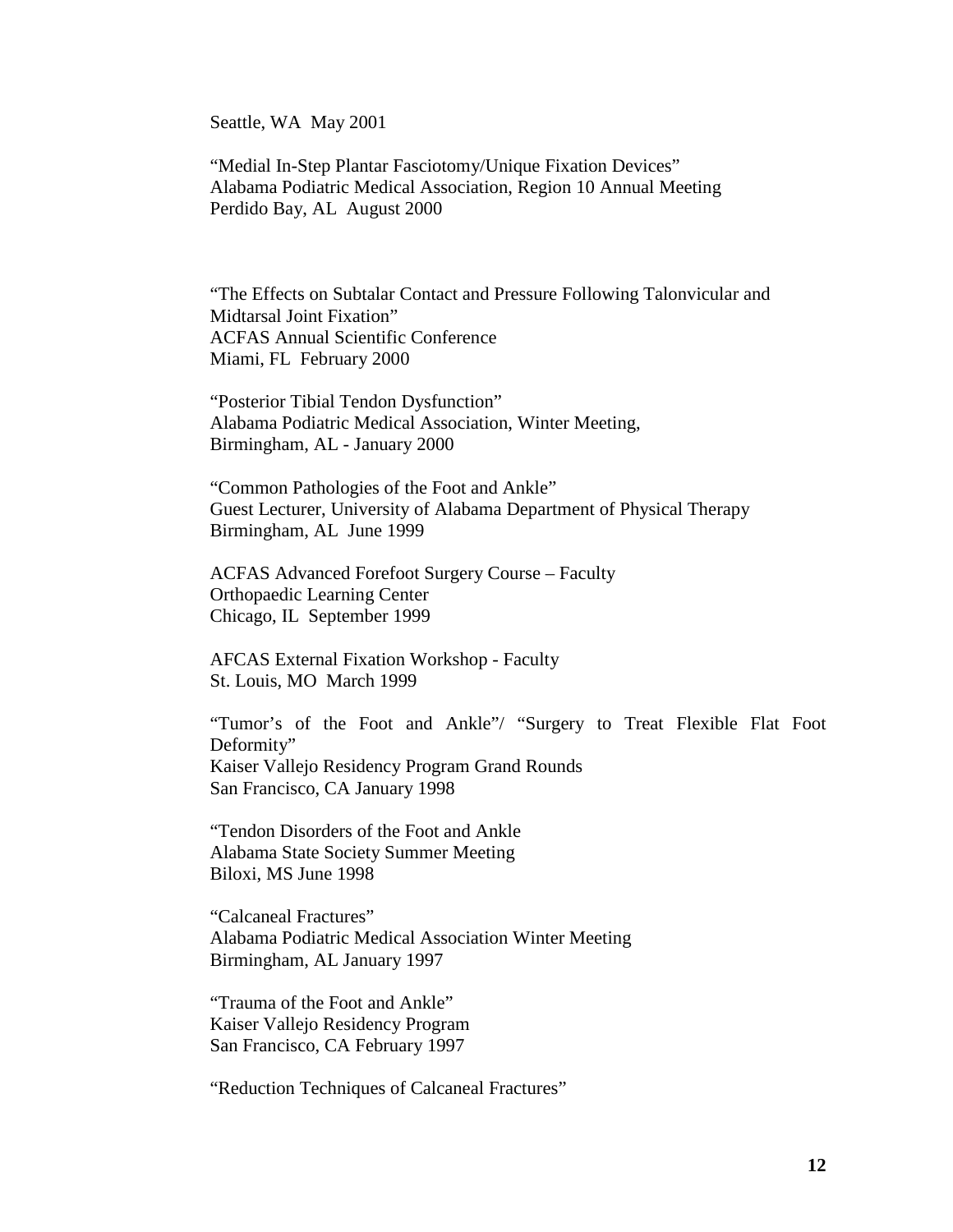Seattle, WA May 2001

"Medial In-Step Plantar Fasciotomy/Unique Fixation Devices"
Alabama Podiatric Medical Association, Region 10 Annual Meeting
Perdido Bay, AL August 2000

"The Effects on Subtalar Contact and Pressure Following Talonvicular and Midtarsal Joint Fixation"
ACFAS Annual Scientific Conference
Miami, FL February 2000

"Posterior Tibial Tendon Dysfunction"
Alabama Podiatric Medical Association, Winter Meeting,
Birmingham, AL - January 2000

"Common Pathologies of the Foot and Ankle"
Guest Lecturer, University of Alabama Department of Physical Therapy
Birmingham, AL June 1999

ACFAS Advanced Forefoot Surgery Course – Faculty
Orthopaedic Learning Center
Chicago, IL September 1999

AFCAS External Fixation Workshop - Faculty
St. Louis, MO March 1999

"Tumor's of the Foot and Ankle"/ "Surgery to Treat Flexible Flat Foot Deformity"
Kaiser Vallejo Residency Program Grand Rounds
San Francisco, CA January 1998

"Tendon Disorders of the Foot and Ankle
Alabama State Society Summer Meeting
Biloxi, MS June 1998

"Calcaneal Fractures"
Alabama Podiatric Medical Association Winter Meeting
Birmingham, AL January 1997

"Trauma of the Foot and Ankle"
Kaiser Vallejo Residency Program
San Francisco, CA February 1997

"Reduction Techniques of Calcaneal Fractures"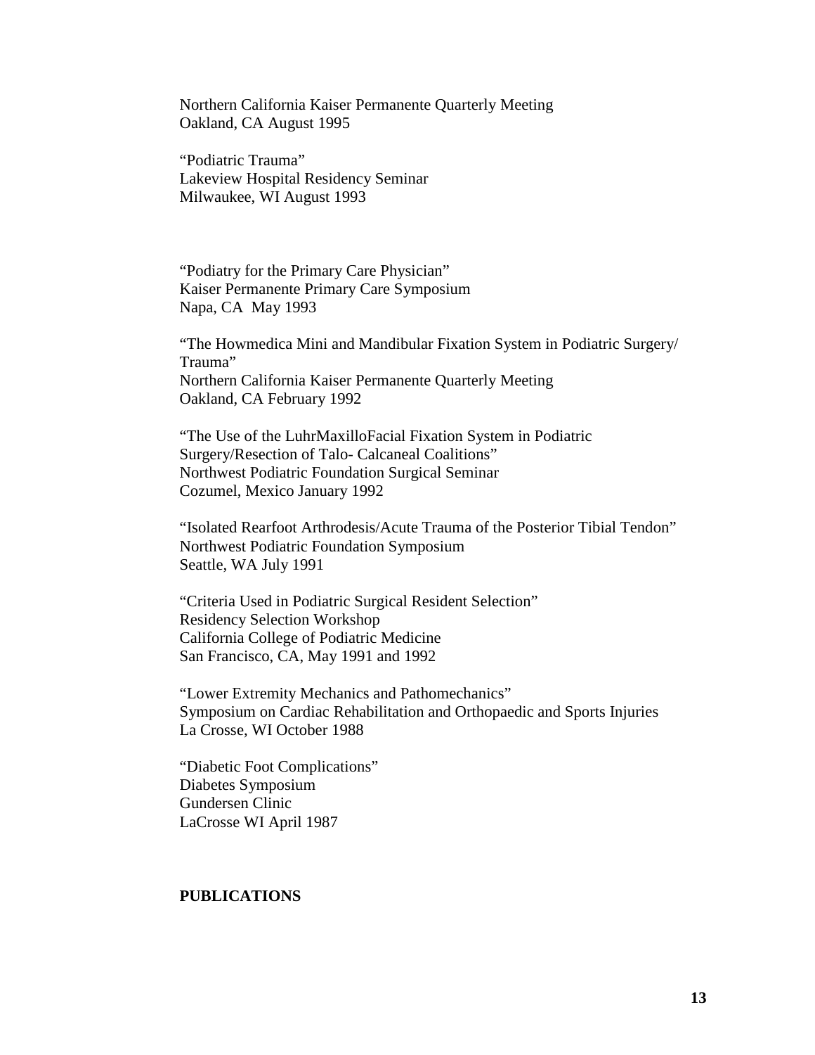Northern California Kaiser Permanente Quarterly Meeting
Oakland, CA August 1995

"Podiatric Trauma"
Lakeview Hospital Residency Seminar
Milwaukee, WI August 1993

"Podiatry for the Primary Care Physician"
Kaiser Permanente Primary Care Symposium
Napa, CA May 1993

"The Howmedica Mini and Mandibular Fixation System in Podiatric Surgery/ Trauma"
Northern California Kaiser Permanente Quarterly Meeting
Oakland, CA February 1992

"The Use of the LuhrMaxilloFacial Fixation System in Podiatric Surgery/Resection of Talo- Calcaneal Coalitions"
Northwest Podiatric Foundation Surgical Seminar
Cozumel, Mexico January 1992

"Isolated Rearfoot Arthrodesis/Acute Trauma of the Posterior Tibial Tendon"
Northwest Podiatric Foundation Symposium
Seattle, WA July 1991

"Criteria Used in Podiatric Surgical Resident Selection"
Residency Selection Workshop
California College of Podiatric Medicine
San Francisco, CA, May 1991 and 1992

"Lower Extremity Mechanics and Pathomechanics"
Symposium on Cardiac Rehabilitation and Orthopaedic and Sports Injuries
La Crosse, WI October 1988

"Diabetic Foot Complications"
Diabetes Symposium
Gundersen Clinic
LaCrosse WI April 1987

**PUBLICATIONS**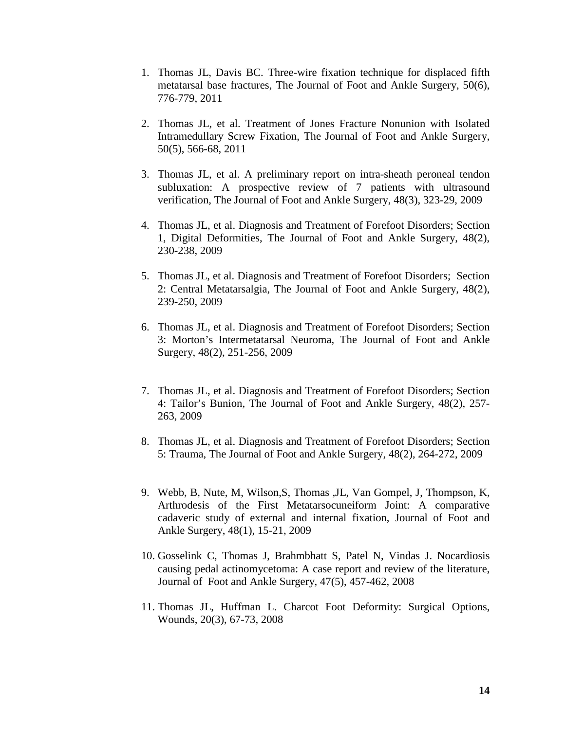1. Thomas JL, Davis BC. Three-wire fixation technique for displaced fifth metatarsal base fractures, The Journal of Foot and Ankle Surgery, 50(6), 776-779, 2011

2. Thomas JL, et al. Treatment of Jones Fracture Nonunion with Isolated Intramedullary Screw Fixation, The Journal of Foot and Ankle Surgery, 50(5), 566-68, 2011

3. Thomas JL, et al. A preliminary report on intra-sheath peroneal tendon subluxation: A prospective review of 7 patients with ultrasound verification, The Journal of Foot and Ankle Surgery, 48(3), 323-29, 2009

4. Thomas JL, et al. Diagnosis and Treatment of Forefoot Disorders; Section 1, Digital Deformities, The Journal of Foot and Ankle Surgery, 48(2), 230-238, 2009

5. Thomas JL, et al. Diagnosis and Treatment of Forefoot Disorders; Section 2: Central Metatarsalgia, The Journal of Foot and Ankle Surgery, 48(2), 239-250, 2009

6. Thomas JL, et al. Diagnosis and Treatment of Forefoot Disorders; Section 3: Morton's Intermetatarsal Neuroma, The Journal of Foot and Ankle Surgery, 48(2), 251-256, 2009

7. Thomas JL, et al. Diagnosis and Treatment of Forefoot Disorders; Section 4: Tailor's Bunion, The Journal of Foot and Ankle Surgery, 48(2), 257-263, 2009

8. Thomas JL, et al. Diagnosis and Treatment of Forefoot Disorders; Section 5: Trauma, The Journal of Foot and Ankle Surgery, 48(2), 264-272, 2009

9. Webb, B, Nute, M, Wilson,S, Thomas ,JL, Van Gompel, J, Thompson, K, Arthrodesis of the First Metatarsocuneiform Joint: A comparative cadaveric study of external and internal fixation, Journal of Foot and Ankle Surgery, 48(1), 15-21, 2009

10. Gosselink C, Thomas J, Brahmbhatt S, Patel N, Vindas J. Nocardiosis causing pedal actinomycetoma: A case report and review of the literature, Journal of Foot and Ankle Surgery, 47(5), 457-462, 2008

11. Thomas JL, Huffman L. Charcot Foot Deformity: Surgical Options, Wounds, 20(3), 67-73, 2008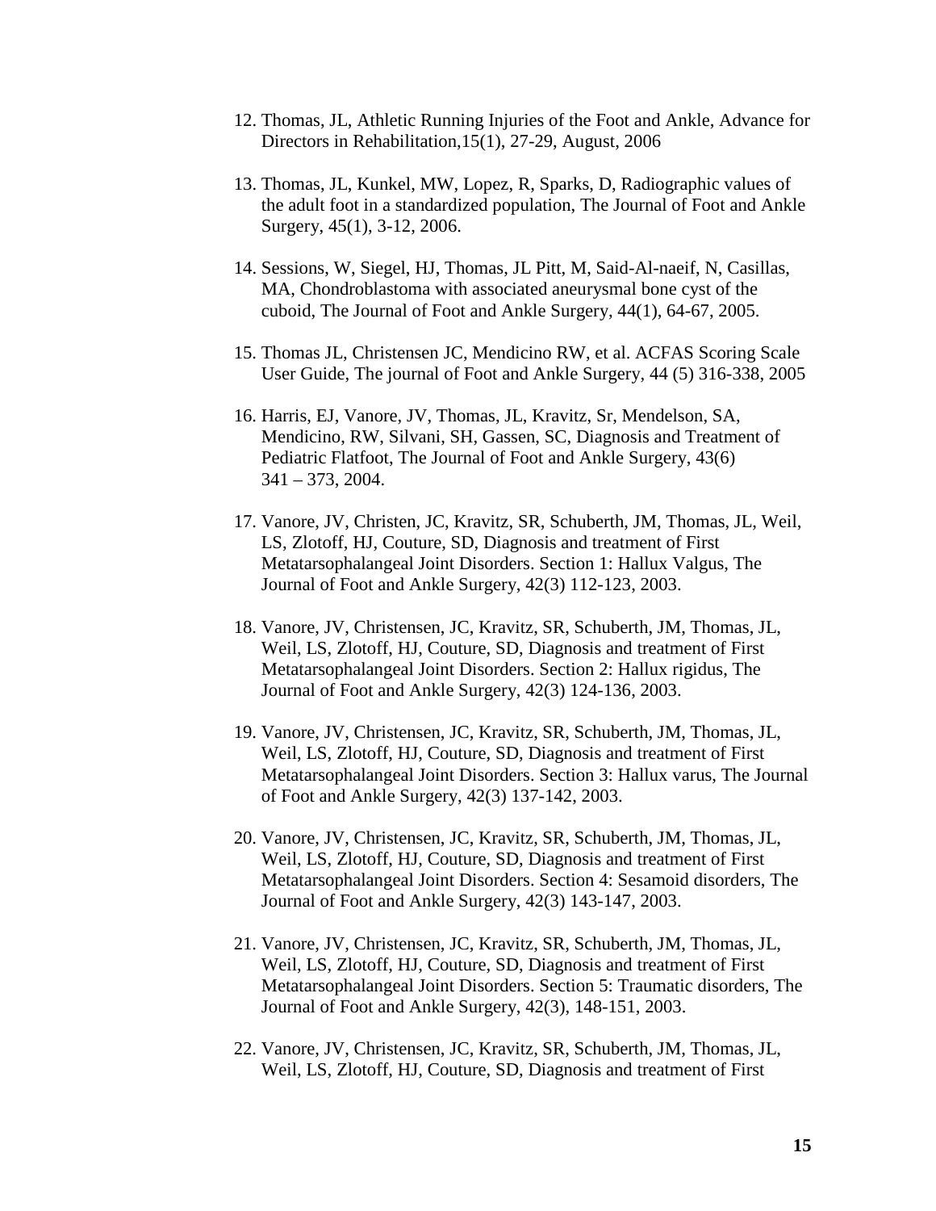12. Thomas, JL, Athletic Running Injuries of the Foot and Ankle, Advance for Directors in Rehabilitation,15(1), 27-29, August, 2006

13. Thomas, JL, Kunkel, MW, Lopez, R, Sparks, D, Radiographic values of the adult foot in a standardized population, The Journal of Foot and Ankle Surgery, 45(1), 3-12, 2006.

14. Sessions, W, Siegel, HJ, Thomas, JL Pitt, M, Said-Al-naeif, N, Casillas, MA, Chondroblastoma with associated aneurysmal bone cyst of the cuboid, The Journal of Foot and Ankle Surgery, 44(1), 64-67, 2005.

15. Thomas JL, Christensen JC, Mendicino RW, et al. ACFAS Scoring Scale User Guide, The journal of Foot and Ankle Surgery, 44 (5) 316-338, 2005

16. Harris, EJ, Vanore, JV, Thomas, JL, Kravitz, Sr, Mendelson, SA, Mendicino, RW, Silvani, SH, Gassen, SC, Diagnosis and Treatment of Pediatric Flatfoot, The Journal of Foot and Ankle Surgery, 43(6) 341 – 373, 2004.

17. Vanore, JV, Christen, JC, Kravitz, SR, Schuberth, JM, Thomas, JL, Weil, LS, Zlotoff, HJ, Couture, SD, Diagnosis and treatment of First Metatarsophalangeal Joint Disorders. Section 1: Hallux Valgus, The Journal of Foot and Ankle Surgery, 42(3) 112-123, 2003.

18. Vanore, JV, Christensen, JC, Kravitz, SR, Schuberth, JM, Thomas, JL, Weil, LS, Zlotoff, HJ, Couture, SD, Diagnosis and treatment of First Metatarsophalangeal Joint Disorders. Section 2: Hallux rigidus, The Journal of Foot and Ankle Surgery, 42(3) 124-136, 2003.

19. Vanore, JV, Christensen, JC, Kravitz, SR, Schuberth, JM, Thomas, JL, Weil, LS, Zlotoff, HJ, Couture, SD, Diagnosis and treatment of First Metatarsophalangeal Joint Disorders. Section 3: Hallux varus, The Journal of Foot and Ankle Surgery, 42(3) 137-142, 2003.

20. Vanore, JV, Christensen, JC, Kravitz, SR, Schuberth, JM, Thomas, JL, Weil, LS, Zlotoff, HJ, Couture, SD, Diagnosis and treatment of First Metatarsophalangeal Joint Disorders. Section 4: Sesamoid disorders, The Journal of Foot and Ankle Surgery, 42(3) 143-147, 2003.

21. Vanore, JV, Christensen, JC, Kravitz, SR, Schuberth, JM, Thomas, JL, Weil, LS, Zlotoff, HJ, Couture, SD, Diagnosis and treatment of First Metatarsophalangeal Joint Disorders. Section 5: Traumatic disorders, The Journal of Foot and Ankle Surgery, 42(3), 148-151, 2003.

22. Vanore, JV, Christensen, JC, Kravitz, SR, Schuberth, JM, Thomas, JL, Weil, LS, Zlotoff, HJ, Couture, SD, Diagnosis and treatment of First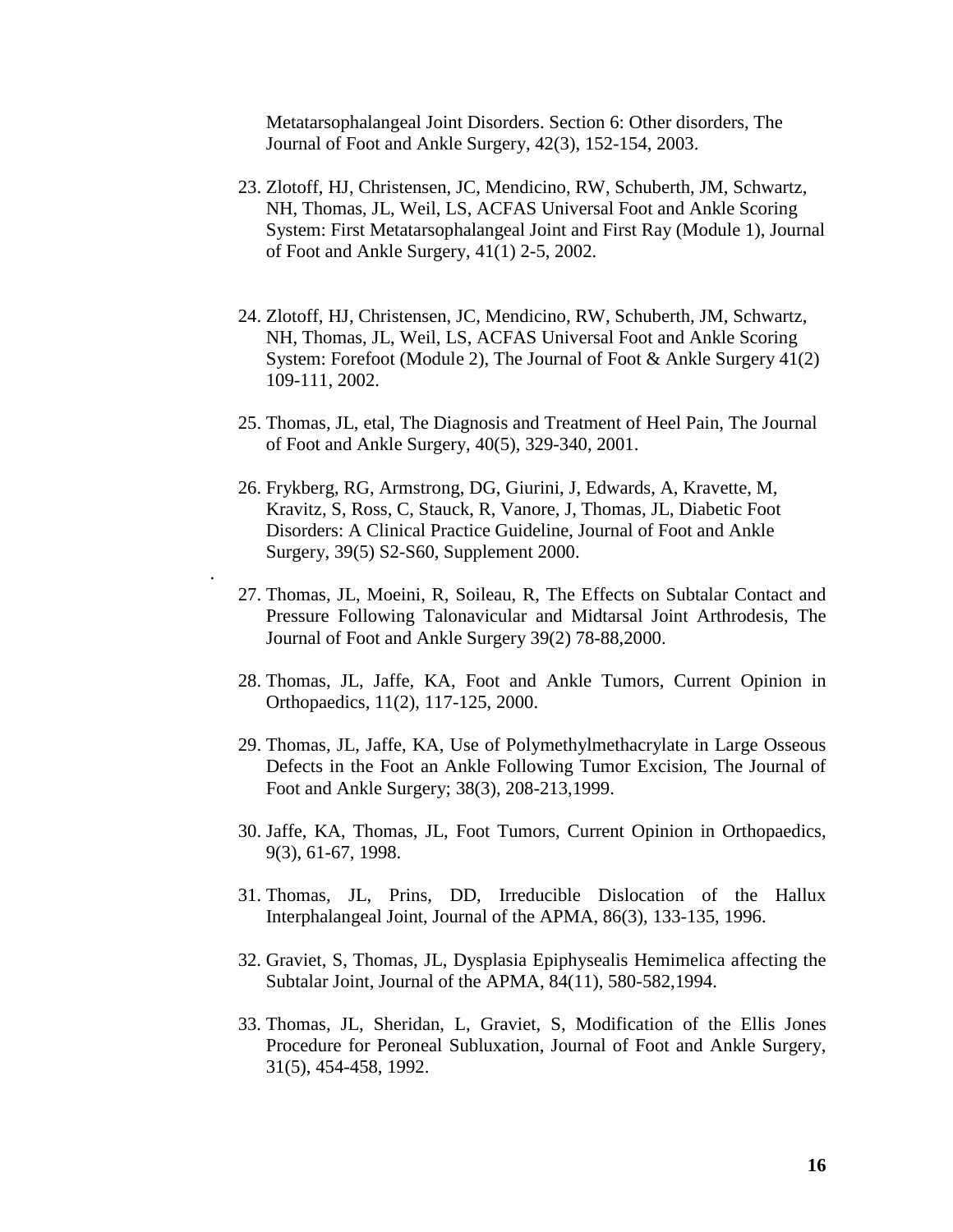Metatarsophalangeal Joint Disorders. Section 6: Other disorders, The Journal of Foot and Ankle Surgery, 42(3), 152-154, 2003.

23. Zlotoff, HJ, Christensen, JC, Mendicino, RW, Schuberth, JM, Schwartz, NH, Thomas, JL, Weil, LS, ACFAS Universal Foot and Ankle Scoring System: First Metatarsophalangeal Joint and First Ray (Module 1), Journal of Foot and Ankle Surgery, 41(1) 2-5, 2002.

24. Zlotoff, HJ, Christensen, JC, Mendicino, RW, Schuberth, JM, Schwartz, NH, Thomas, JL, Weil, LS, ACFAS Universal Foot and Ankle Scoring System: Forefoot (Module 2), The Journal of Foot & Ankle Surgery 41(2) 109-111, 2002.

25. Thomas, JL, etal, The Diagnosis and Treatment of Heel Pain, The Journal of Foot and Ankle Surgery, 40(5), 329-340, 2001.

26. Frykberg, RG, Armstrong, DG, Giurini, J, Edwards, A, Kravette, M, Kravitz, S, Ross, C, Stauck, R, Vanore, J, Thomas, JL, Diabetic Foot Disorders: A Clinical Practice Guideline, Journal of Foot and Ankle Surgery, 39(5) S2-S60, Supplement 2000.

27. Thomas, JL, Moeini, R, Soileau, R, The Effects on Subtalar Contact and Pressure Following Talonavicular and Midtarsal Joint Arthrodesis, The Journal of Foot and Ankle Surgery 39(2) 78-88,2000.

28. Thomas, JL, Jaffe, KA, Foot and Ankle Tumors, Current Opinion in Orthopaedics, 11(2), 117-125, 2000.

29. Thomas, JL, Jaffe, KA, Use of Polymethylmethacrylate in Large Osseous Defects in the Foot an Ankle Following Tumor Excision, The Journal of Foot and Ankle Surgery; 38(3), 208-213,1999.

30. Jaffe, KA, Thomas, JL, Foot Tumors, Current Opinion in Orthopaedics, 9(3), 61-67, 1998.

31. Thomas, JL, Prins, DD, Irreducible Dislocation of the Hallux Interphalangeal Joint, Journal of the APMA, 86(3), 133-135, 1996.

32. Graviet, S, Thomas, JL, Dysplasia Epiphysealis Hemimelica affecting the Subtalar Joint, Journal of the APMA, 84(11), 580-582,1994.

33. Thomas, JL, Sheridan, L, Graviet, S, Modification of the Ellis Jones Procedure for Peroneal Subluxation, Journal of Foot and Ankle Surgery, 31(5), 454-458, 1992.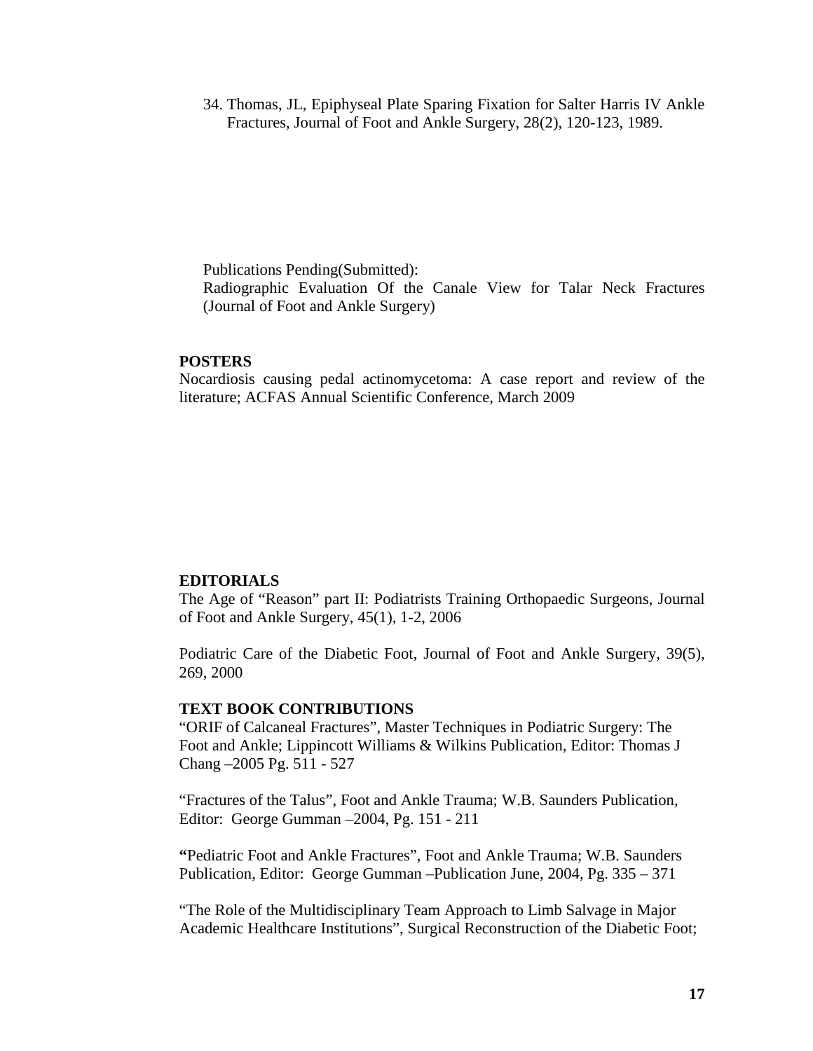34. Thomas, JL, Epiphyseal Plate Sparing Fixation for Salter Harris IV Ankle Fractures, Journal of Foot and Ankle Surgery, 28(2), 120-123, 1989.

Publications Pending(Submitted):
Radiographic Evaluation Of the Canale View for Talar Neck Fractures (Journal of Foot and Ankle Surgery)

**POSTERS**

Nocardiosis causing pedal actinomycetoma: A case report and review of the literature; ACFAS Annual Scientific Conference, March 2009

**EDITORIALS**

The Age of "Reason" part II: Podiatrists Training Orthopaedic Surgeons, Journal of Foot and Ankle Surgery, 45(1), 1-2, 2006

Podiatric Care of the Diabetic Foot, Journal of Foot and Ankle Surgery, 39(5), 269, 2000

**TEXT BOOK CONTRIBUTIONS**

"ORIF of Calcaneal Fractures", Master Techniques in Podiatric Surgery: The Foot and Ankle; Lippincott Williams & Wilkins Publication, Editor: Thomas J Chang –2005 Pg. 511 - 527

"Fractures of the Talus", Foot and Ankle Trauma; W.B. Saunders Publication, Editor: George Gumman –2004, Pg. 151 - 211

**"**Pediatric Foot and Ankle Fractures", Foot and Ankle Trauma; W.B. Saunders Publication, Editor: George Gumman –Publication June, 2004, Pg. 335 – 371

"The Role of the Multidisciplinary Team Approach to Limb Salvage in Major Academic Healthcare Institutions", Surgical Reconstruction of the Diabetic Foot;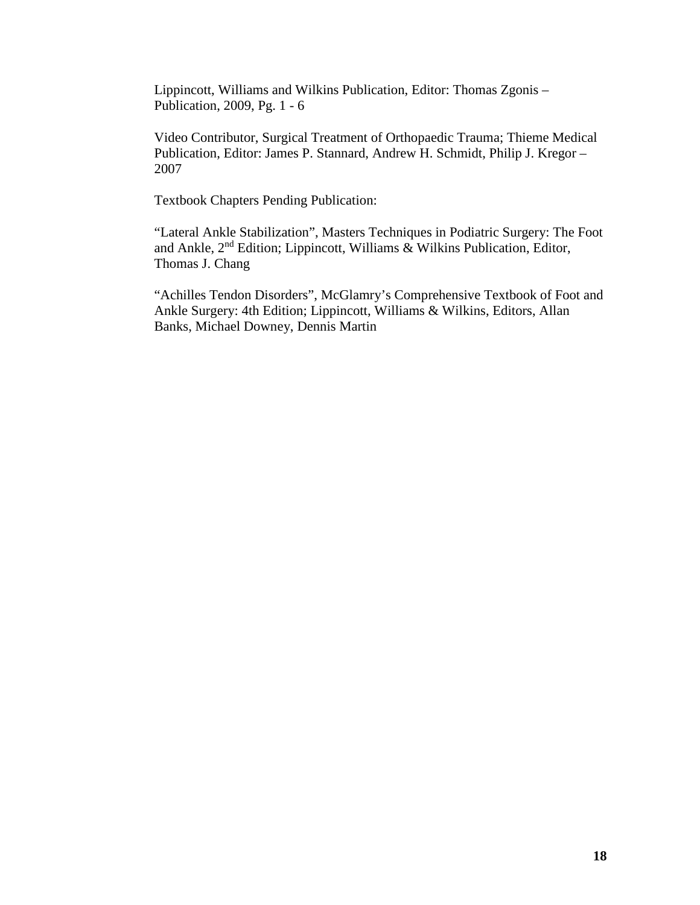Lippincott, Williams and Wilkins Publication, Editor: Thomas Zgonis – Publication, 2009, Pg. 1 - 6

Video Contributor, Surgical Treatment of Orthopaedic Trauma; Thieme Medical Publication, Editor: James P. Stannard, Andrew H. Schmidt, Philip J. Kregor – 2007

Textbook Chapters Pending Publication:

"Lateral Ankle Stabilization", Masters Techniques in Podiatric Surgery: The Foot and Ankle, 2nd Edition; Lippincott, Williams & Wilkins Publication, Editor, Thomas J. Chang

"Achilles Tendon Disorders", McGlamry's Comprehensive Textbook of Foot and Ankle Surgery: 4th Edition; Lippincott, Williams & Wilkins, Editors, Allan Banks, Michael Downey, Dennis Martin